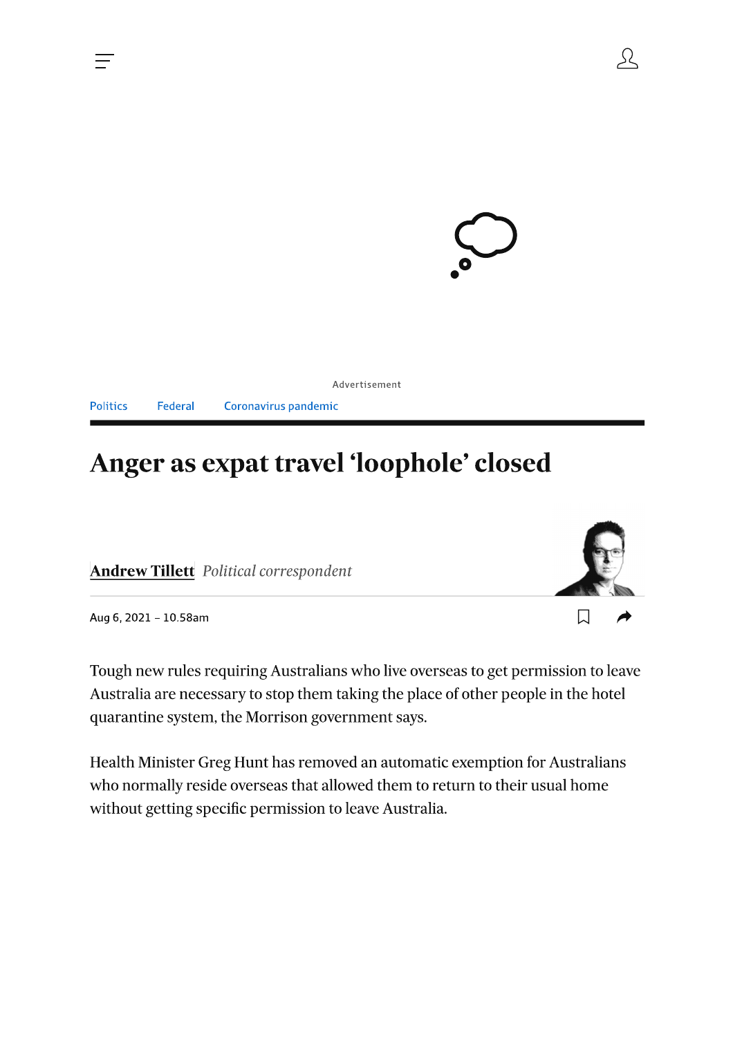Advertisement

Politics Federal Coronavirus pandemic

# Anger as expat travel 'loophole' closed

**Andrew Tillett** *Political correspondent*

Aug 6, 2021 – 10.58am

Tough new rules requiring Australians who live overseas to get permission to leave Australia are necessary to stop them taking the place of other people in the hotel quarantine system, the Morrison government says.

Health Minister Greg Hunt has removed an automatic exemption for Australians who normally reside overseas that allowed them to return to their usual home without getting specific permission to leave Australia.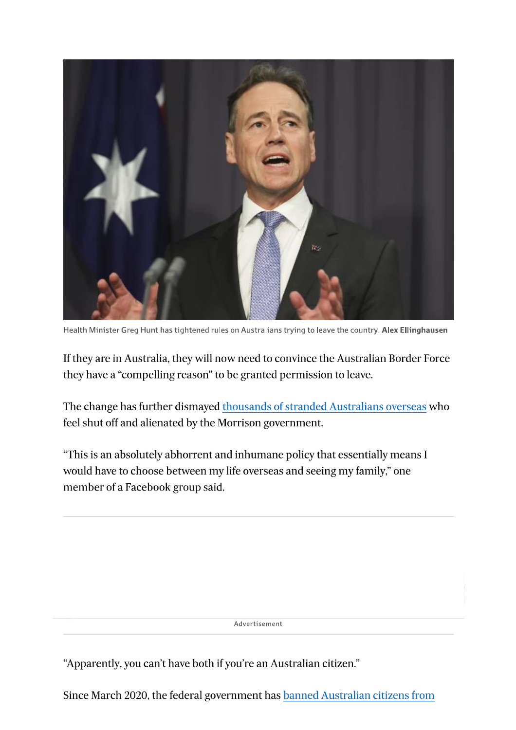Health Minister Greg Hunt has tightened rules on Australians trying to leave the country. **Alex Ellinghausen**

If they are in Australia, they will now need to convince the Australian Border Force they have a "compelling reason" to be granted permission to leave.

The change has further dismayed thousands of stranded Australians overseas who feel shut off and alienated by the Morrison government.

"This is an absolutely abhorrent and inhumane policy that essentially means I would have to choose between my life overseas and seeing my family," one member of a Facebook group said.

"Apparently, you can't have both if you're an Australian citizen."

Since March 2020, the federal government has banned Australian citizens from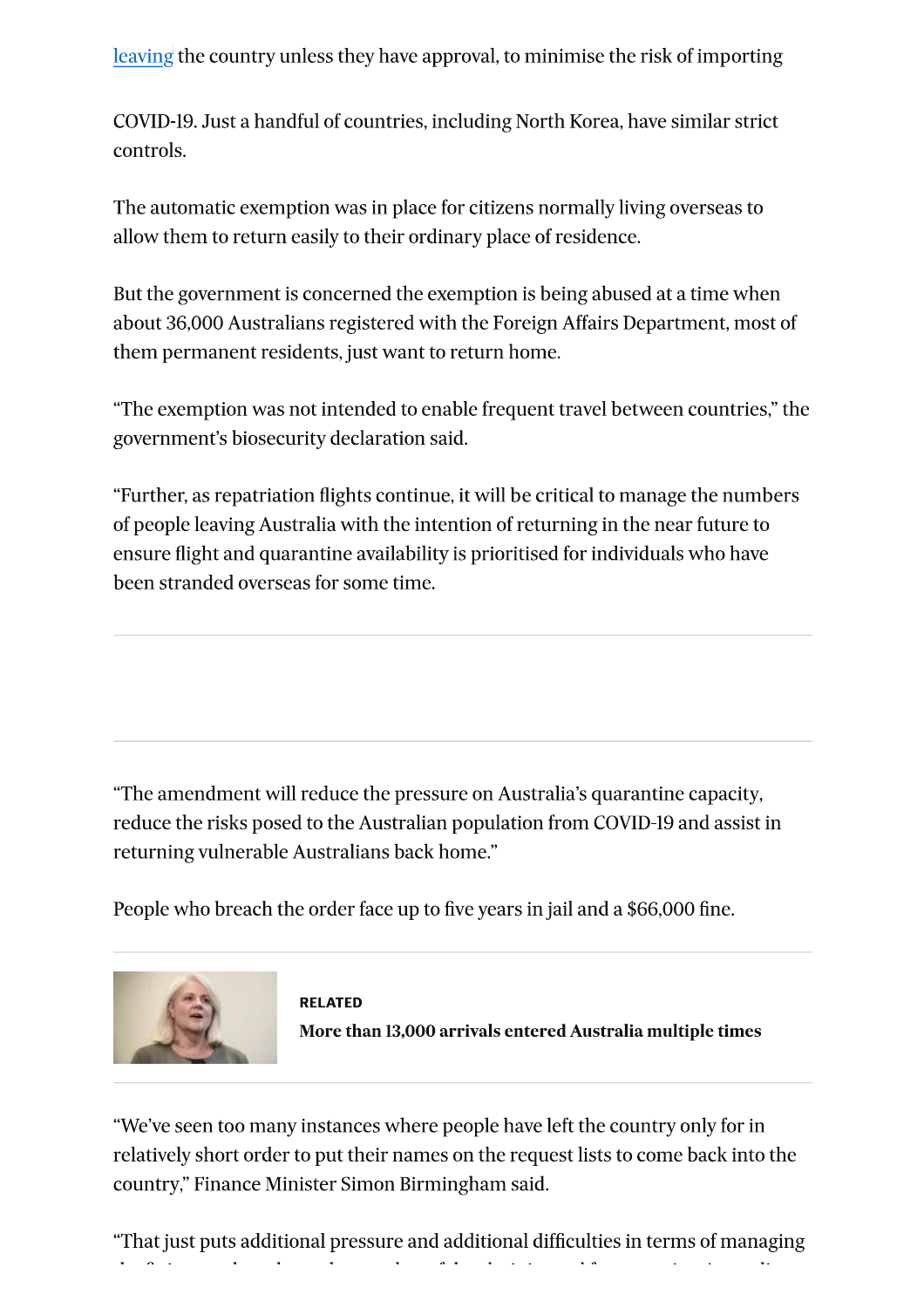leaving the country unless they have approval, to minimise the risk of importing

COVID-19. Just a handful of countries, including North Korea, have similar strict controls.

The automatic exemption was in place for citizens normally living overseas to allow them to return easily to their ordinary place of residence.

But the government is concerned the exemption is being abused at a time when about 36,000 Australians registered with the Foreign Affairs Department, most of them permanent residents, just want to return home.

"The exemption was not intended to enable frequent travel between countries," the government's biosecurity declaration said.

"Further, as repatriation flights continue, it will be critical to manage the numbers of people leaving Australia with the intention of returning in the near future to ensure flight and quarantine availability is prioritised for individuals who have been stranded overseas for some time.

"The amendment will reduce the pressure on Australia's quarantine capacity, reduce the risks posed to the Australian population from COVID-19 and assist in returning vulnerable Australians back home."

People who breach the order face up to five years in jail and a $66,000 fine.

RELATED

**More than 13,000 arrivals entered Australia multiple times**

"We've seen too many instances where people have left the country only for in relatively short order to put their names on the request lists to come back into the country," Finance Minister Simon Birmingham said.

"That just puts additional pressure and additional difficulties in terms of managing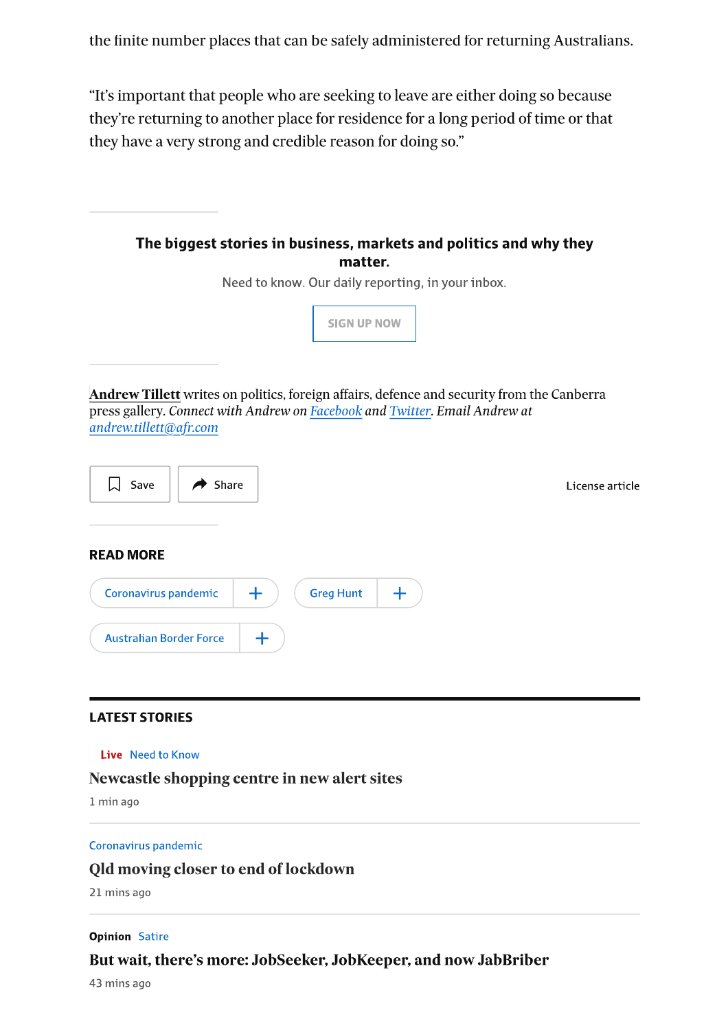the finite number places that can be safely administered for returning Australians.

"It's important that people who are seeking to leave are either doing so because they're returning to another place for residence for a long period of time or that they have a very strong and credible reason for doing so."

**The biggest stories in business, markets and politics and why they matter.**

Need to know. Our daily reporting, in your inbox.

SIGN UP NOW

**Andrew Tillett** writes on politics, foreign affairs, defence and security from the Canberra press gallery. *Connect with Andrew on Facebook and Twitter. Email Andrew at andrew.tillett@afr.com*

Save | Share | License article

## READ MORE

Coronavirus pandemic | Greg Hunt | Australian Border Force

## LATEST STORIES

Live Need to Know

**Newcastle shopping centre in new alert sites**

1 min ago

Coronavirus pandemic

**Qld moving closer to end of lockdown**

21 mins ago

**Opinion** Satire

**But wait, there's more: JobSeeker, JobKeeper, and now JabBriber**

43 mins ago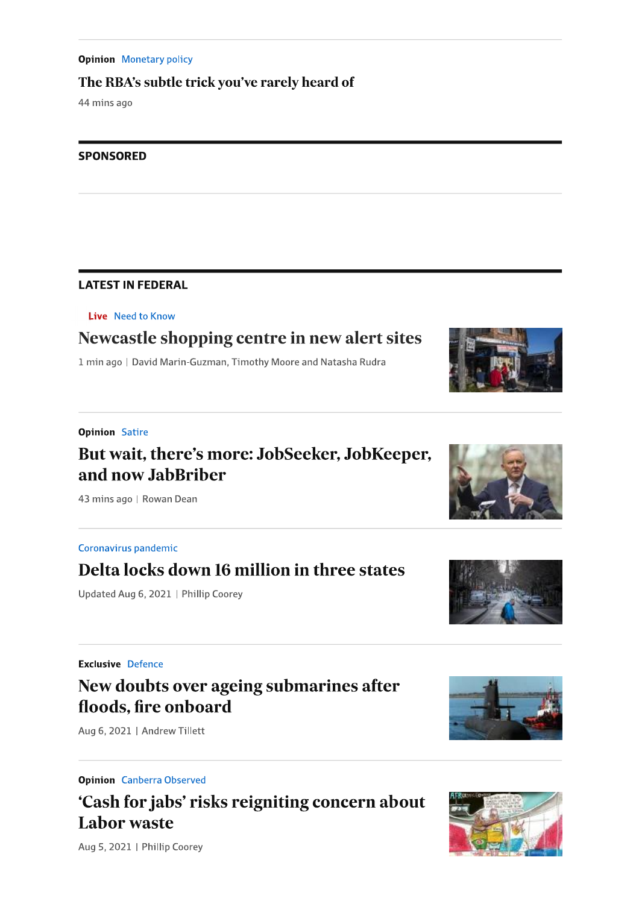**Opinion** Monetary policy

### The RBA's subtle trick you've rarely heard of

44 mins ago

## SPONSORED

## LATEST IN FEDERAL

**Live** Need to Know

### Newcastle shopping centre in new alert sites

1 min ago | David Marin-Guzman, Timothy Moore and Natasha Rudra

**Opinion** Satire

### But wait, there's more: JobSeeker, JobKeeper, and now JabBriber

43 mins ago | Rowan Dean

Coronavirus pandemic

### Delta locks down 16 million in three states

Updated Aug 6, 2021 | Phillip Coorey

**Exclusive** Defence

### New doubts over ageing submarines after floods, fire onboard

Aug 6, 2021 | Andrew Tillett

**Opinion** Canberra Observed

### 'Cash for jabs' risks reigniting concern about Labor waste

Aug 5, 2021 | Phillip Coorey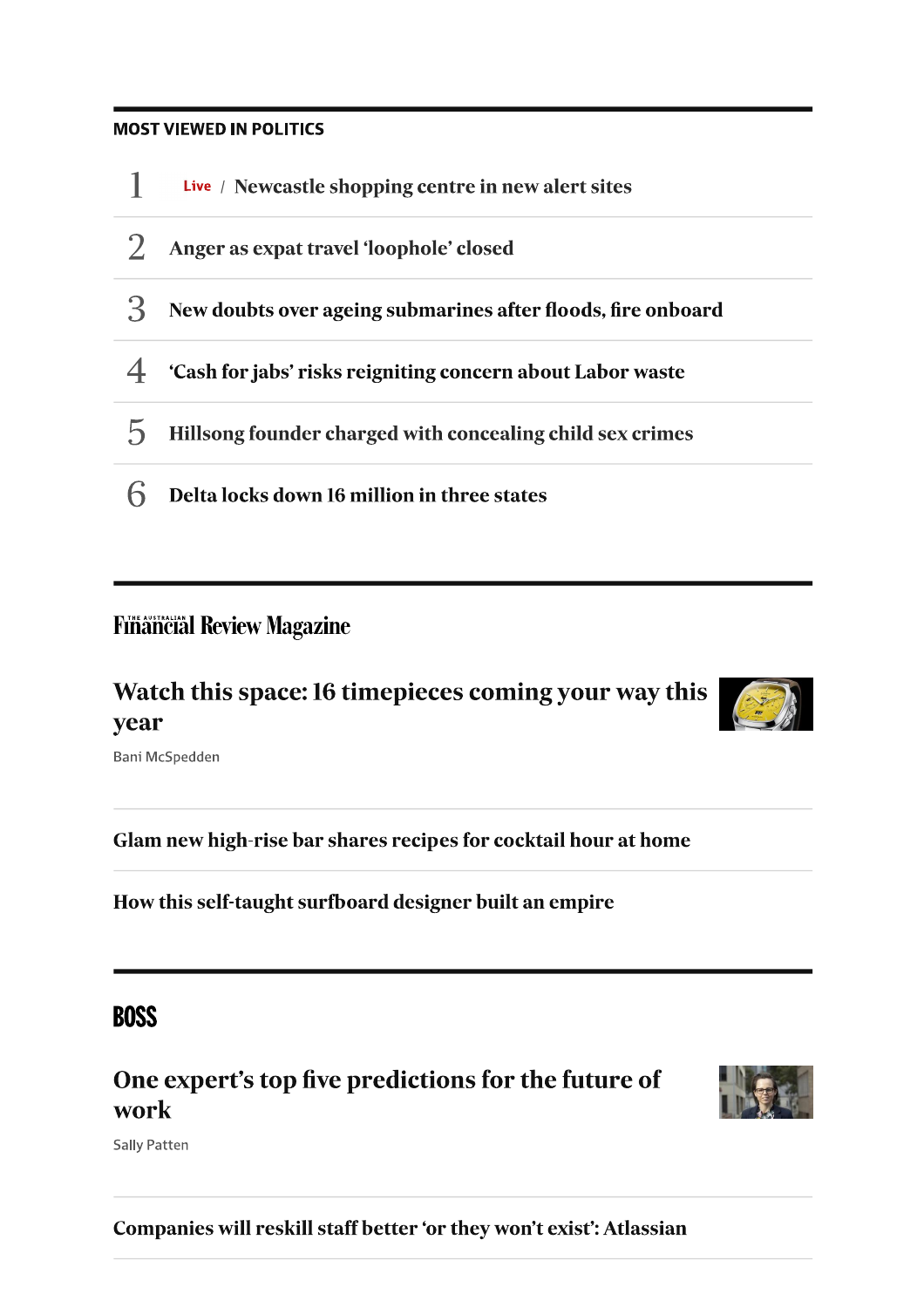## MOST VIEWED IN POLITICS

1. Live / Newcastle shopping centre in new alert sites
2. Anger as expat travel 'loophole' closed
3. New doubts over ageing submarines after floods, fire onboard
4. 'Cash for jabs' risks reigniting concern about Labor waste
5. Hillsong founder charged with concealing child sex crimes
6. Delta locks down 16 million in three states

## The Australian Financial Review Magazine

### Watch this space: 16 timepieces coming your way this year

Bani McSpedden

### Glam new high-rise bar shares recipes for cocktail hour at home

### How this self-taught surfboard designer built an empire

## BOSS

### One expert's top five predictions for the future of work

Sally Patten

### Companies will reskill staff better 'or they won't exist': Atlassian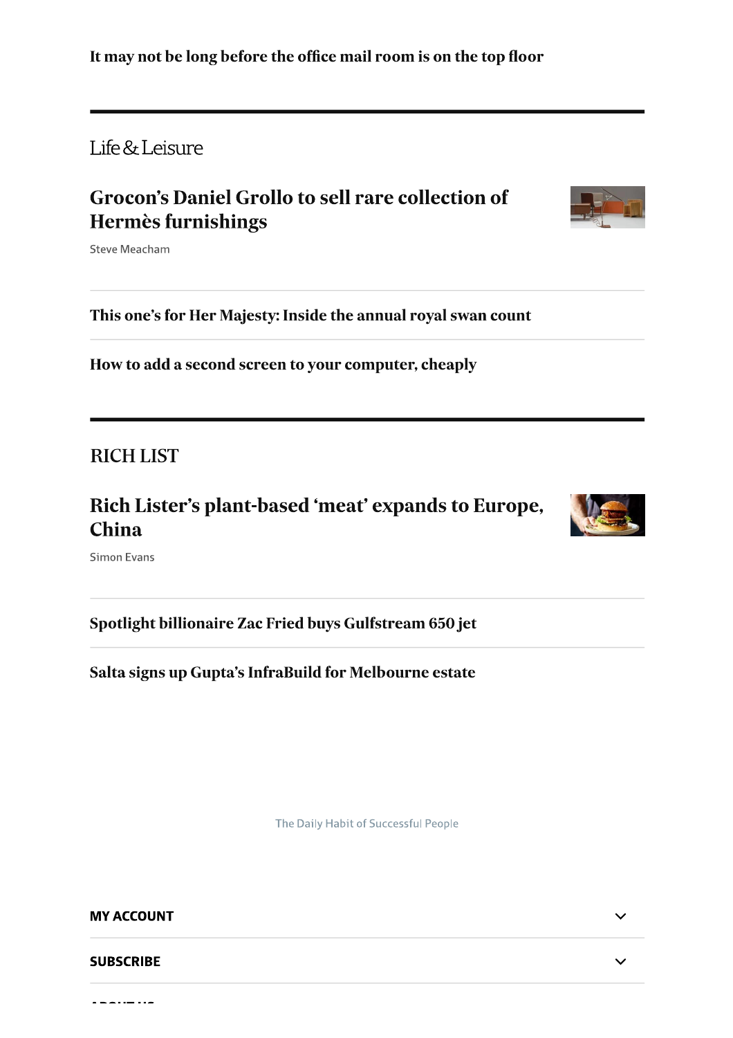**It may not be long before the office mail room is on the top floor**

## Life & Leisure

### Grocon's Daniel Grollo to sell rare collection of Hermès furnishings

Steve Meacham

**This one's for Her Majesty: Inside the annual royal swan count**

**How to add a second screen to your computer, cheaply**

## RICH LIST

### Rich Lister's plant-based 'meat' expands to Europe, China

Simon Evans

**Spotlight billionaire Zac Fried buys Gulfstream 650 jet**

**Salta signs up Gupta's InfraBuild for Melbourne estate**

The Daily Habit of Successful People

**MY ACCOUNT**

**SUBSCRIBE**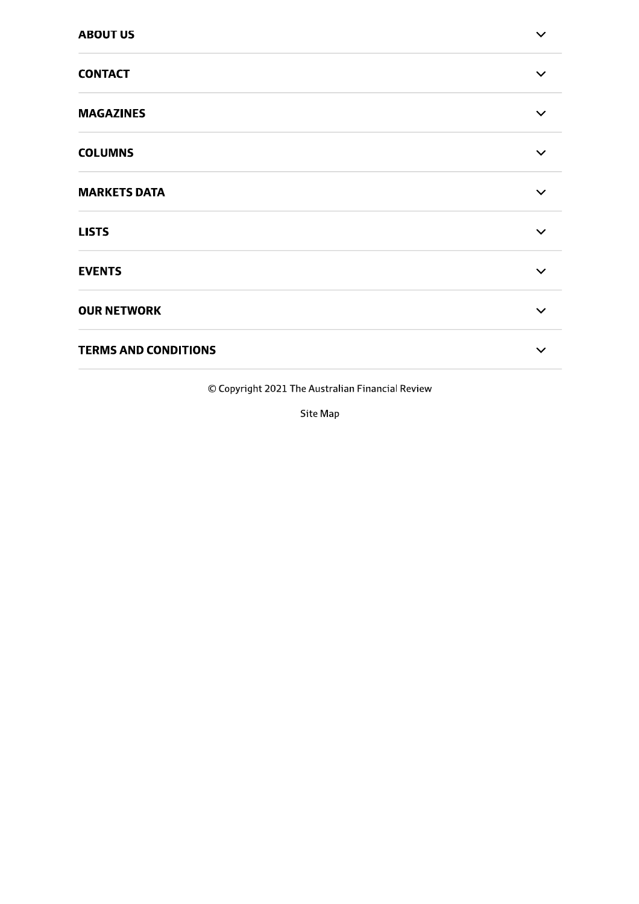**ABOUT US**

**CONTACT**

**MAGAZINES**

**COLUMNS**

**MARKETS DATA**

**LISTS**

**EVENTS**

**OUR NETWORK**

**TERMS AND CONDITIONS**

© Copyright 2021 The Australian Financial Review

Site Map